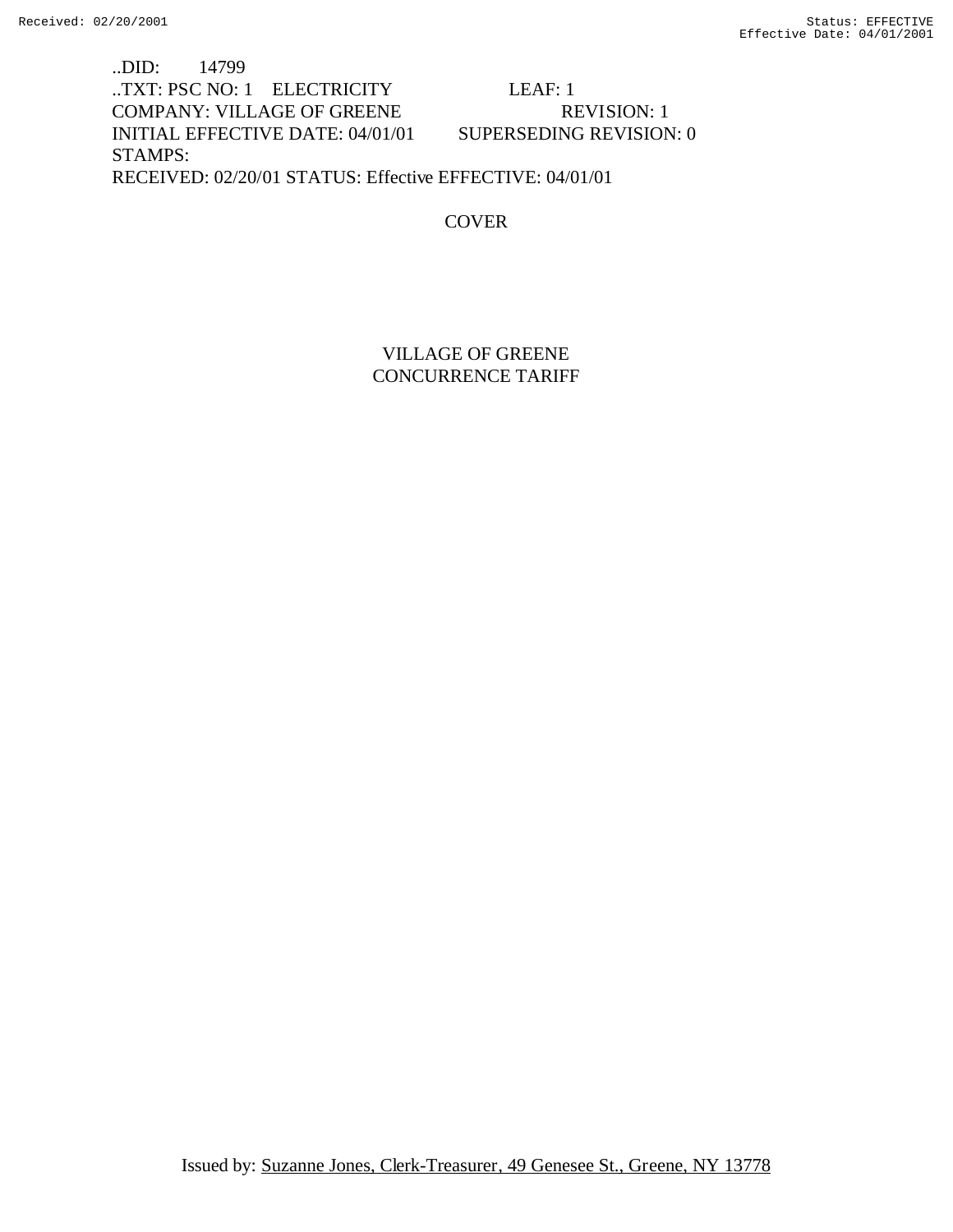..DID: 14799
..TXT: PSC NO: 1 ELECTRICITY LEAF: 1
COMPANY: VILLAGE OF GREENE REVISION: 1
INITIAL EFFECTIVE DATE: 04/01/01 SUPERSEDING REVISION: 0
STAMPS:
RECEIVED: 02/20/01 STATUS: Effective EFFECTIVE: 04/01/01

COVER

# VILLAGE OF GREENE
# CONCURRENCE TARIFF

Issued by: Suzanne Jones, Clerk-Treasurer, 49 Genesee St., Greene, NY 13778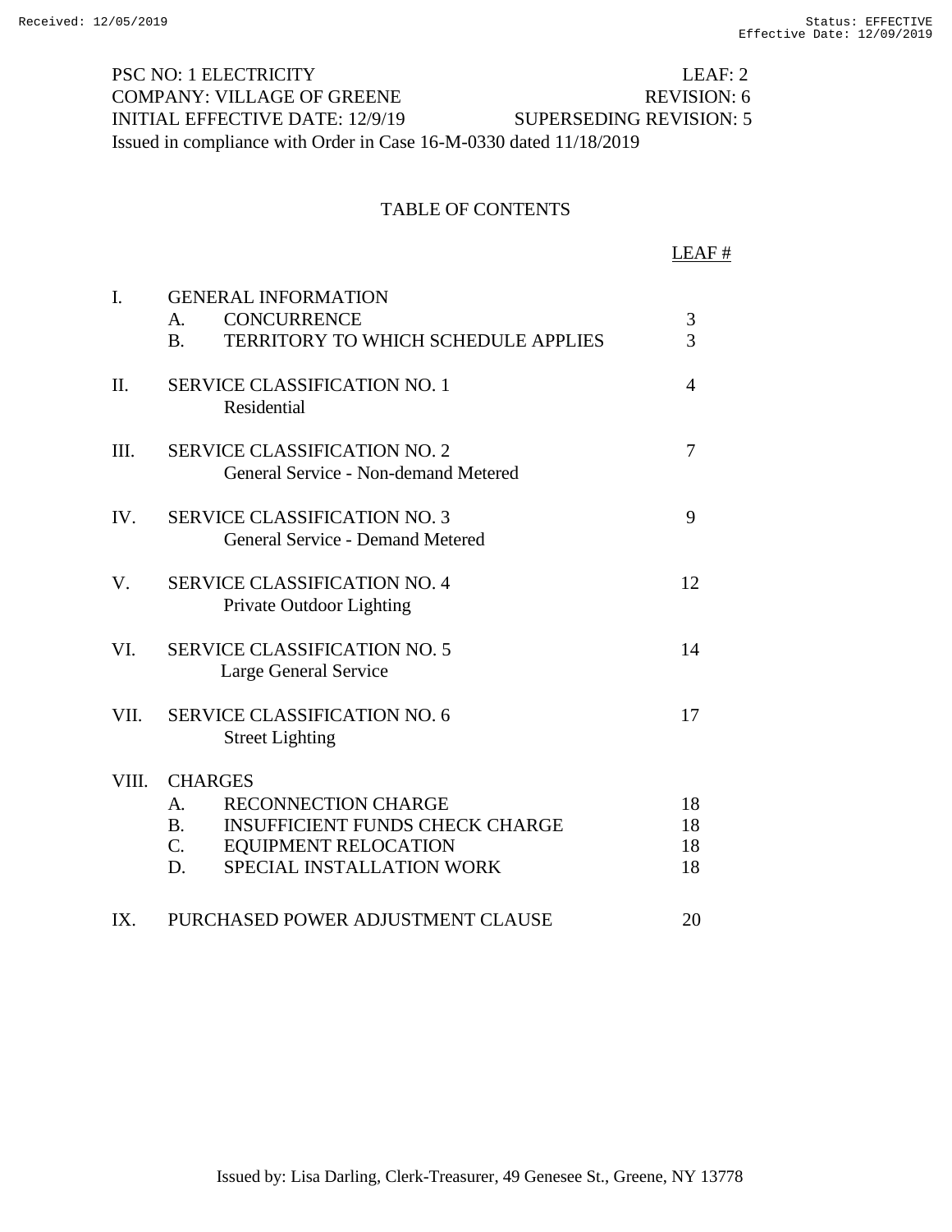PSC NO: 1 ELECTRICITY LEAF: 2
COMPANY: VILLAGE OF GREENE REVISION: 6
INITIAL EFFECTIVE DATE: 12/9/19 SUPERSEDING REVISION: 5
Issued in compliance with Order in Case 16-M-0330 dated 11/18/2019

# TABLE OF CONTENTS

| | | | LEAF # |
|---|---|---|---|
| I. | GENERAL INFORMATION | | |
| | A. | CONCURRENCE | 3 |
| | B. | TERRITORY TO WHICH SCHEDULE APPLIES | 3 |
| II. | SERVICE CLASSIFICATION NO. 1 | | 4 |
| | | Residential | |
| III. | SERVICE CLASSIFICATION NO. 2 | | 7 |
| | | General Service - Non-demand Metered | |
| IV. | SERVICE CLASSIFICATION NO. 3 | | 9 |
| | | General Service - Demand Metered | |
| V. | SERVICE CLASSIFICATION NO. 4 | | 12 |
| | | Private Outdoor Lighting | |
| VI. | SERVICE CLASSIFICATION NO. 5 | | 14 |
| | | Large General Service | |
| VII. | SERVICE CLASSIFICATION NO. 6 | | 17 |
| | | Street Lighting | |
| VIII. | CHARGES | | |
| | A. | RECONNECTION CHARGE | 18 |
| | B. | INSUFFICIENT FUNDS CHECK CHARGE | 18 |
| | C. | EQUIPMENT RELOCATION | 18 |
| | D. | SPECIAL INSTALLATION WORK | 18 |
| IX. | PURCHASED POWER ADJUSTMENT CLAUSE | | 20 |

Issued by: Lisa Darling, Clerk-Treasurer, 49 Genesee St., Greene, NY 13778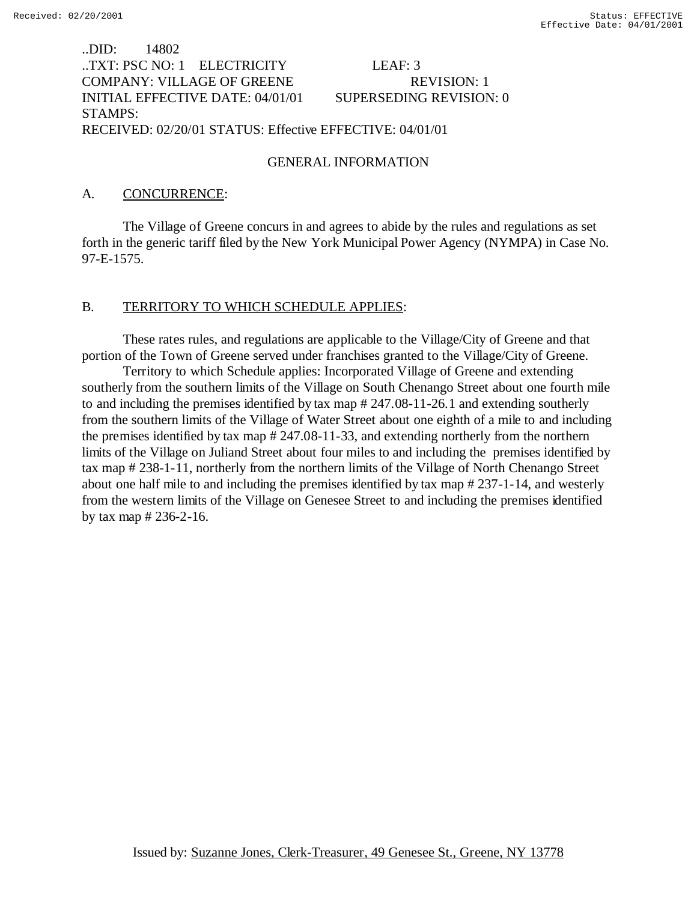..DID: 14802
..TXT: PSC NO: 1 ELECTRICITY LEAF: 3
COMPANY: VILLAGE OF GREENE REVISION: 1
INITIAL EFFECTIVE DATE: 04/01/01 SUPERSEDING REVISION: 0
STAMPS:
RECEIVED: 02/20/01 STATUS: Effective EFFECTIVE: 04/01/01

## GENERAL INFORMATION

A. CONCURRENCE:

The Village of Greene concurs in and agrees to abide by the rules and regulations as set forth in the generic tariff filed by the New York Municipal Power Agency (NYMPA) in Case No. 97-E-1575.

B. TERRITORY TO WHICH SCHEDULE APPLIES:

These rates rules, and regulations are applicable to the Village/City of Greene and that portion of the Town of Greene served under franchises granted to the Village/City of Greene.

Territory to which Schedule applies: Incorporated Village of Greene and extending southerly from the southern limits of the Village on South Chenango Street about one fourth mile to and including the premises identified by tax map # 247.08-11-26.1 and extending southerly from the southern limits of the Village of Water Street about one eighth of a mile to and including the premises identified by tax map # 247.08-11-33, and extending northerly from the northern limits of the Village on Juliand Street about four miles to and including the premises identified by tax map # 238-1-11, northerly from the northern limits of the Village of North Chenango Street about one half mile to and including the premises identified by tax map # 237-1-14, and westerly from the western limits of the Village on Genesee Street to and including the premises identified by tax map # 236-2-16.

Issued by: Suzanne Jones, Clerk-Treasurer, 49 Genesee St., Greene, NY 13778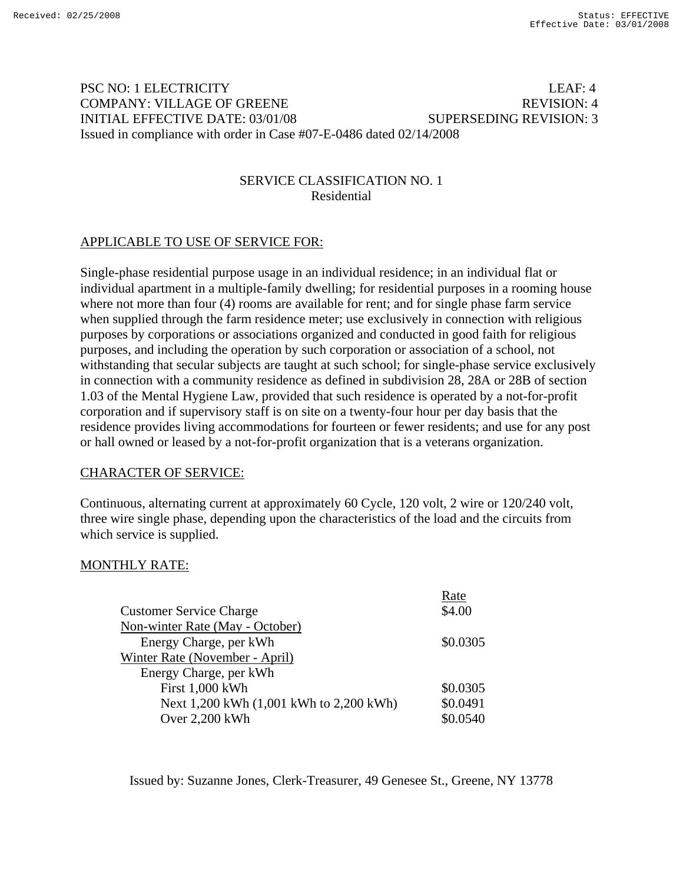PSC NO: 1 ELECTRICITY LEAF: 4
COMPANY: VILLAGE OF GREENE REVISION: 4
INITIAL EFFECTIVE DATE: 03/01/08 SUPERSEDING REVISION: 3
Issued in compliance with order in Case #07-E-0486 dated 02/14/2008

## SERVICE CLASSIFICATION NO. 1
Residential

APPLICABLE TO USE OF SERVICE FOR:

Single-phase residential purpose usage in an individual residence; in an individual flat or individual apartment in a multiple-family dwelling; for residential purposes in a rooming house where not more than four (4) rooms are available for rent; and for single phase farm service when supplied through the farm residence meter; use exclusively in connection with religious purposes by corporations or associations organized and conducted in good faith for religious purposes, and including the operation by such corporation or association of a school, not withstanding that secular subjects are taught at such school; for single-phase service exclusively in connection with a community residence as defined in subdivision 28, 28A or 28B of section 1.03 of the Mental Hygiene Law, provided that such residence is operated by a not-for-profit corporation and if supervisory staff is on site on a twenty-four hour per day basis that the residence provides living accommodations for fourteen or fewer residents; and use for any post or hall owned or leased by a not-for-profit organization that is a veterans organization.

CHARACTER OF SERVICE:

Continuous, alternating current at approximately 60 Cycle, 120 volt, 2 wire or 120/240 volt, three wire single phase, depending upon the characteristics of the load and the circuits from which service is supplied.

MONTHLY RATE:

| | Rate |
|---|---|
| Customer Service Charge | $4.00 |
| Non-winter Rate (May - October) | |
| Energy Charge, per kWh | $0.0305 |
| Winter Rate (November - April) | |
| Energy Charge, per kWh | |
| First 1,000 kWh | $0.0305 |
| Next 1,200 kWh (1,001 kWh to 2,200 kWh) | $0.0491 |
| Over 2,200 kWh | $0.0540 |

Issued by: Suzanne Jones, Clerk-Treasurer, 49 Genesee St., Greene, NY 13778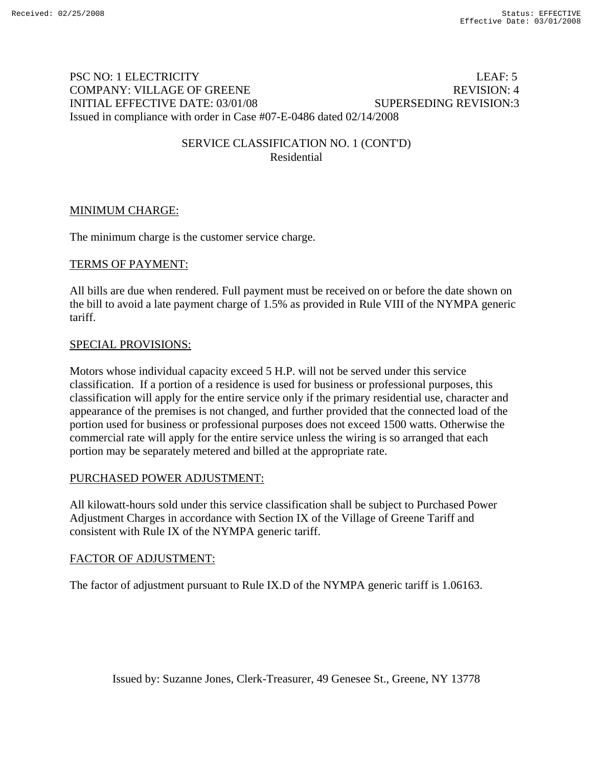PSC NO: 1 ELECTRICITY LEAF: 5
COMPANY: VILLAGE OF GREENE REVISION: 4
INITIAL EFFECTIVE DATE: 03/01/08 SUPERSEDING REVISION:3
Issued in compliance with order in Case #07-E-0486 dated 02/14/2008

## SERVICE CLASSIFICATION NO. 1 (CONT'D)
Residential

### MINIMUM CHARGE:

The minimum charge is the customer service charge.

### TERMS OF PAYMENT:

All bills are due when rendered. Full payment must be received on or before the date shown on the bill to avoid a late payment charge of 1.5% as provided in Rule VIII of the NYMPA generic tariff.

### SPECIAL PROVISIONS:

Motors whose individual capacity exceed 5 H.P. will not be served under this service classification. If a portion of a residence is used for business or professional purposes, this classification will apply for the entire service only if the primary residential use, character and appearance of the premises is not changed, and further provided that the connected load of the portion used for business or professional purposes does not exceed 1500 watts. Otherwise the commercial rate will apply for the entire service unless the wiring is so arranged that each portion may be separately metered and billed at the appropriate rate.

### PURCHASED POWER ADJUSTMENT:

All kilowatt-hours sold under this service classification shall be subject to Purchased Power Adjustment Charges in accordance with Section IX of the Village of Greene Tariff and consistent with Rule IX of the NYMPA generic tariff.

### FACTOR OF ADJUSTMENT:

The factor of adjustment pursuant to Rule IX.D of the NYMPA generic tariff is 1.06163.

Issued by: Suzanne Jones, Clerk-Treasurer, 49 Genesee St., Greene, NY 13778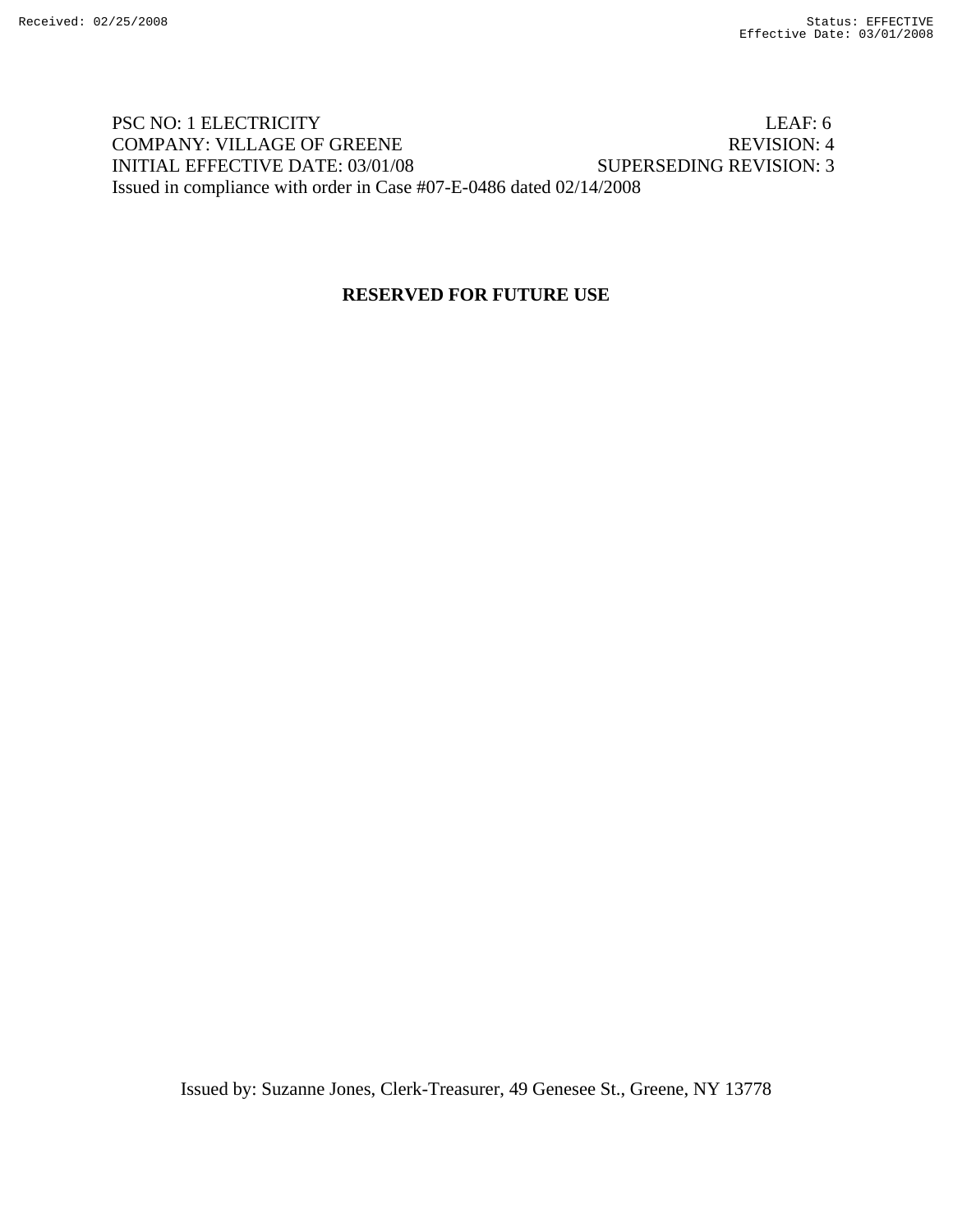PSC NO: 1 ELECTRICITY LEAF: 6
COMPANY: VILLAGE OF GREENE REVISION: 4
INITIAL EFFECTIVE DATE: 03/01/08 SUPERSEDING REVISION: 3
Issued in compliance with order in Case #07-E-0486 dated 02/14/2008

**RESERVED FOR FUTURE USE**

Issued by: Suzanne Jones, Clerk-Treasurer, 49 Genesee St., Greene, NY 13778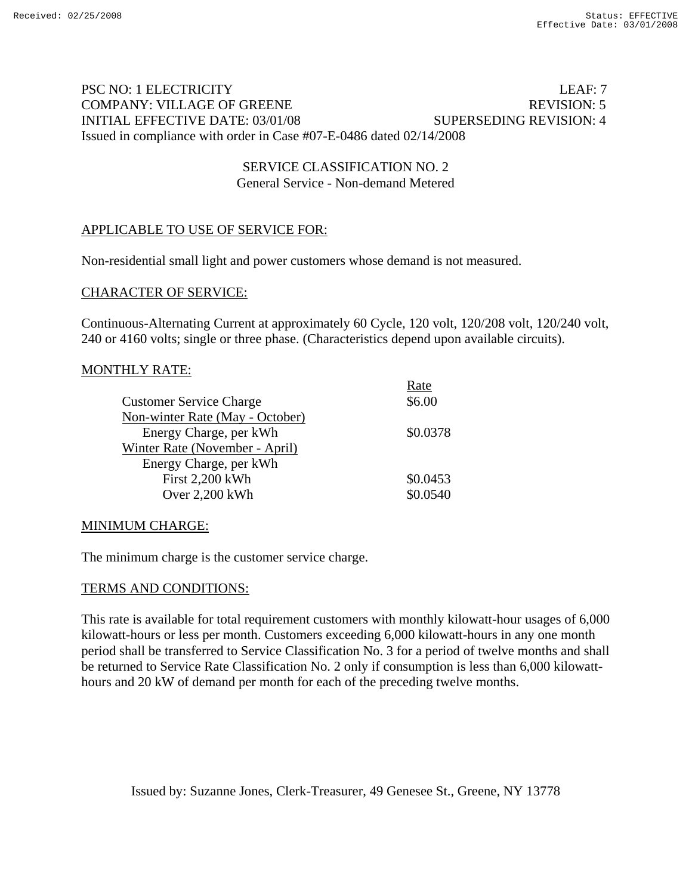PSC NO: 1 ELECTRICITY | LEAF: 7
COMPANY: VILLAGE OF GREENE | REVISION: 5
INITIAL EFFECTIVE DATE: 03/01/08 | SUPERSEDING REVISION: 4
Issued in compliance with order in Case #07-E-0486 dated 02/14/2008

## SERVICE CLASSIFICATION NO. 2
### General Service - Non-demand Metered

APPLICABLE TO USE OF SERVICE FOR:

Non-residential small light and power customers whose demand is not measured.

CHARACTER OF SERVICE:

Continuous-Alternating Current at approximately 60 Cycle, 120 volt, 120/208 volt, 120/240 volt, 240 or 4160 volts; single or three phase. (Characteristics depend upon available circuits).

MONTHLY RATE:

| | Rate |
|---|---|
| Customer Service Charge | \$6.00 |
| Non-winter Rate (May - October) | |
| Energy Charge, per kWh | \$0.0378 |
| Winter Rate (November - April) | |
| Energy Charge, per kWh | |
| First 2,200 kWh | \$0.0453 |
| Over 2,200 kWh | \$0.0540 |

MINIMUM CHARGE:

The minimum charge is the customer service charge.

TERMS AND CONDITIONS:

This rate is available for total requirement customers with monthly kilowatt-hour usages of 6,000 kilowatt-hours or less per month. Customers exceeding 6,000 kilowatt-hours in any one month period shall be transferred to Service Classification No. 3 for a period of twelve months and shall be returned to Service Rate Classification No. 2 only if consumption is less than 6,000 kilowatt-hours and 20 kW of demand per month for each of the preceding twelve months.

Issued by: Suzanne Jones, Clerk-Treasurer, 49 Genesee St., Greene, NY 13778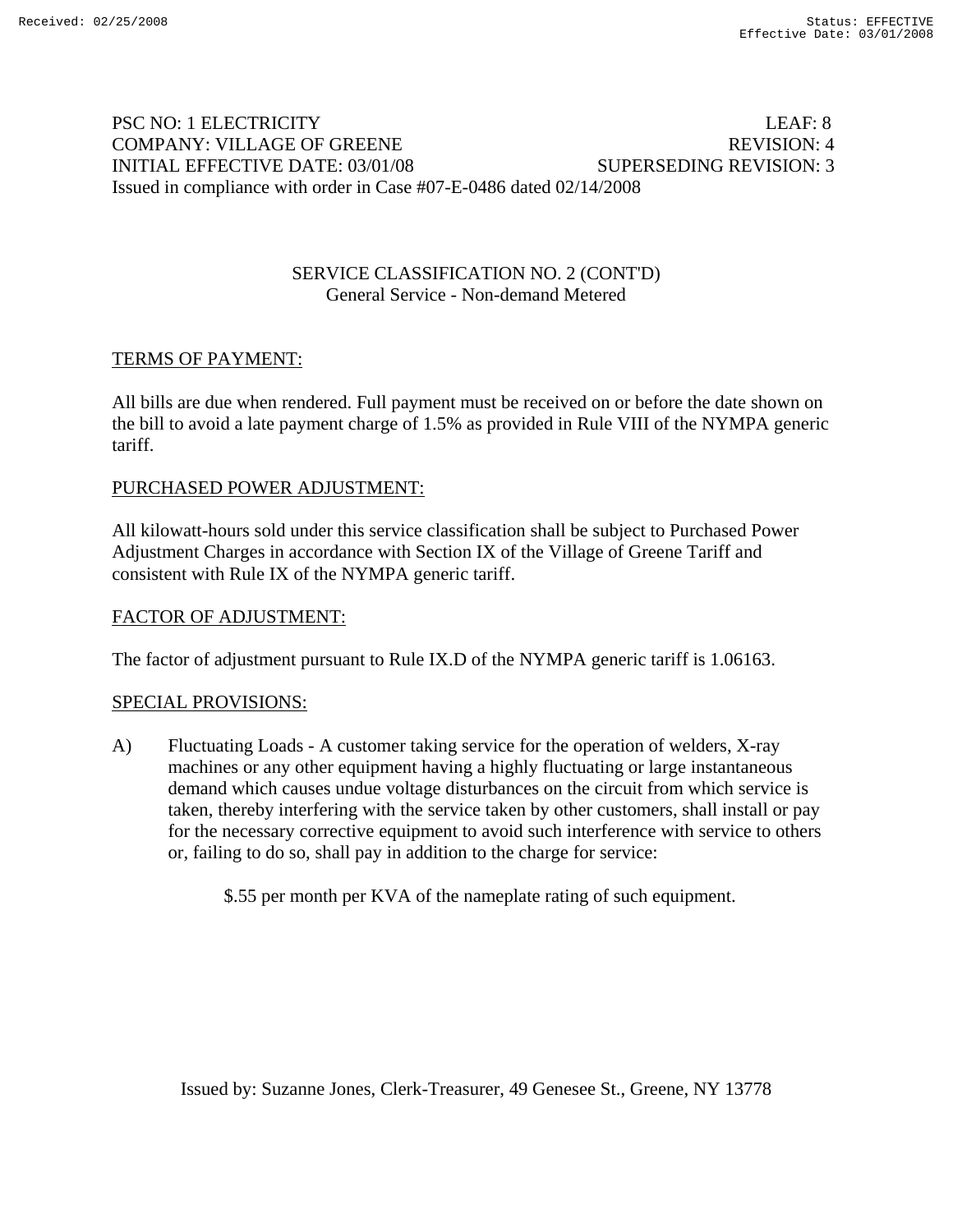PSC NO: 1 ELECTRICITY LEAF: 8
COMPANY: VILLAGE OF GREENE REVISION: 4
INITIAL EFFECTIVE DATE: 03/01/08 SUPERSEDING REVISION: 3
Issued in compliance with order in Case #07-E-0486 dated 02/14/2008

SERVICE CLASSIFICATION NO. 2 (CONT'D)
General Service - Non-demand Metered

TERMS OF PAYMENT:

All bills are due when rendered. Full payment must be received on or before the date shown on the bill to avoid a late payment charge of 1.5% as provided in Rule VIII of the NYMPA generic tariff.

PURCHASED POWER ADJUSTMENT:

All kilowatt-hours sold under this service classification shall be subject to Purchased Power Adjustment Charges in accordance with Section IX of the Village of Greene Tariff and consistent with Rule IX of the NYMPA generic tariff.

FACTOR OF ADJUSTMENT:

The factor of adjustment pursuant to Rule IX.D of the NYMPA generic tariff is 1.06163.

SPECIAL PROVISIONS:

A) Fluctuating Loads - A customer taking service for the operation of welders, X-ray machines or any other equipment having a highly fluctuating or large instantaneous demand which causes undue voltage disturbances on the circuit from which service is taken, thereby interfering with the service taken by other customers, shall install or pay for the necessary corrective equipment to avoid such interference with service to others or, failing to do so, shall pay in addition to the charge for service:

$.55 per month per KVA of the nameplate rating of such equipment.

Issued by: Suzanne Jones, Clerk-Treasurer, 49 Genesee St., Greene, NY 13778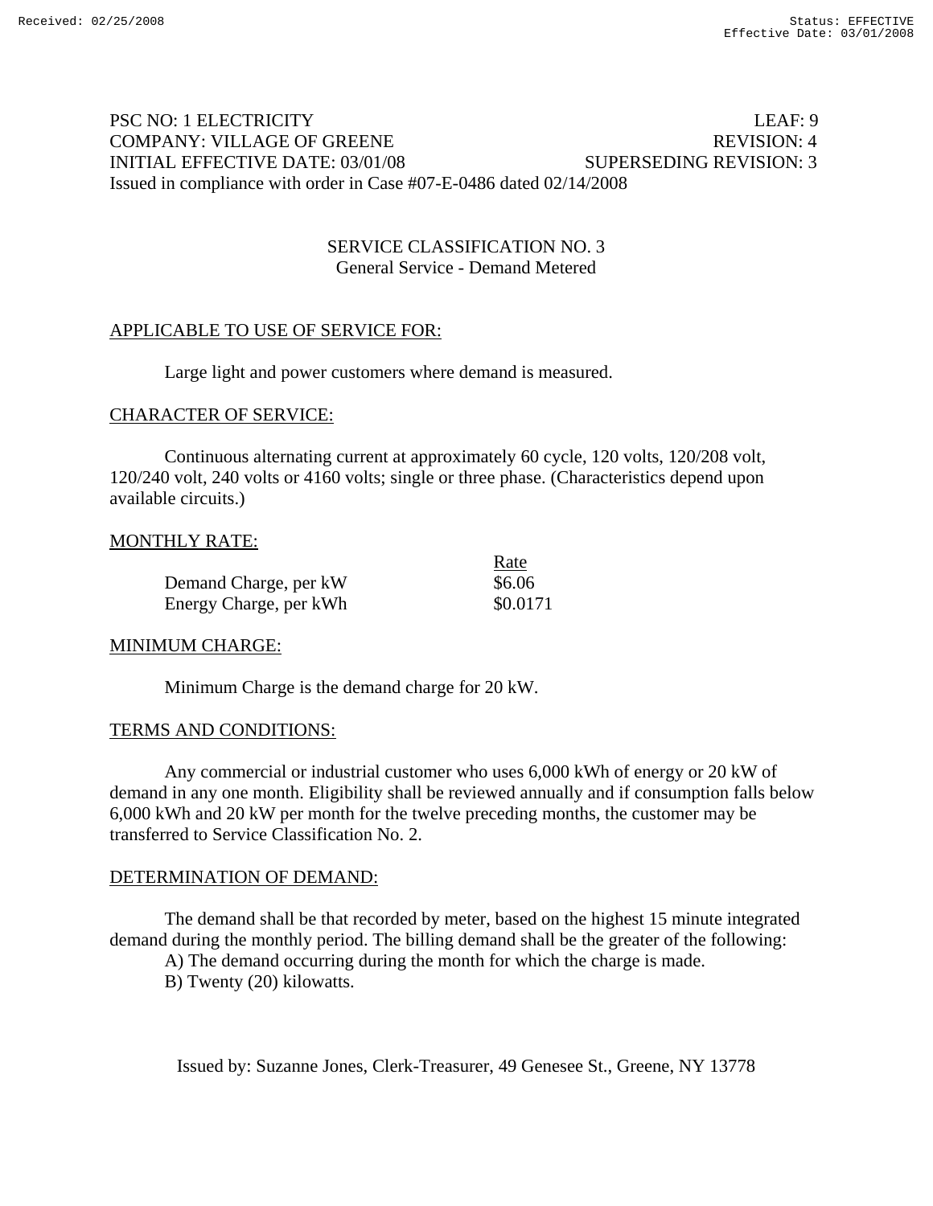PSC NO: 1 ELECTRICITY LEAF: 9
COMPANY: VILLAGE OF GREENE REVISION: 4
INITIAL EFFECTIVE DATE: 03/01/08 SUPERSEDING REVISION: 3
Issued in compliance with order in Case #07-E-0486 dated 02/14/2008

## SERVICE CLASSIFICATION NO. 3
### General Service - Demand Metered

APPLICABLE TO USE OF SERVICE FOR:

Large light and power customers where demand is measured.

CHARACTER OF SERVICE:

Continuous alternating current at approximately 60 cycle, 120 volts, 120/208 volt, 120/240 volt, 240 volts or 4160 volts; single or three phase. (Characteristics depend upon available circuits.)

MONTHLY RATE:

| | Rate |
|---|---|
| Demand Charge, per kW | $6.06 |
| Energy Charge, per kWh | $0.0171 |

MINIMUM CHARGE:

Minimum Charge is the demand charge for 20 kW.

TERMS AND CONDITIONS:

Any commercial or industrial customer who uses 6,000 kWh of energy or 20 kW of demand in any one month. Eligibility shall be reviewed annually and if consumption falls below 6,000 kWh and 20 kW per month for the twelve preceding months, the customer may be transferred to Service Classification No. 2.

DETERMINATION OF DEMAND:

The demand shall be that recorded by meter, based on the highest 15 minute integrated demand during the monthly period. The billing demand shall be the greater of the following:

A) The demand occurring during the month for which the charge is made.
B) Twenty (20) kilowatts.

Issued by: Suzanne Jones, Clerk-Treasurer, 49 Genesee St., Greene, NY 13778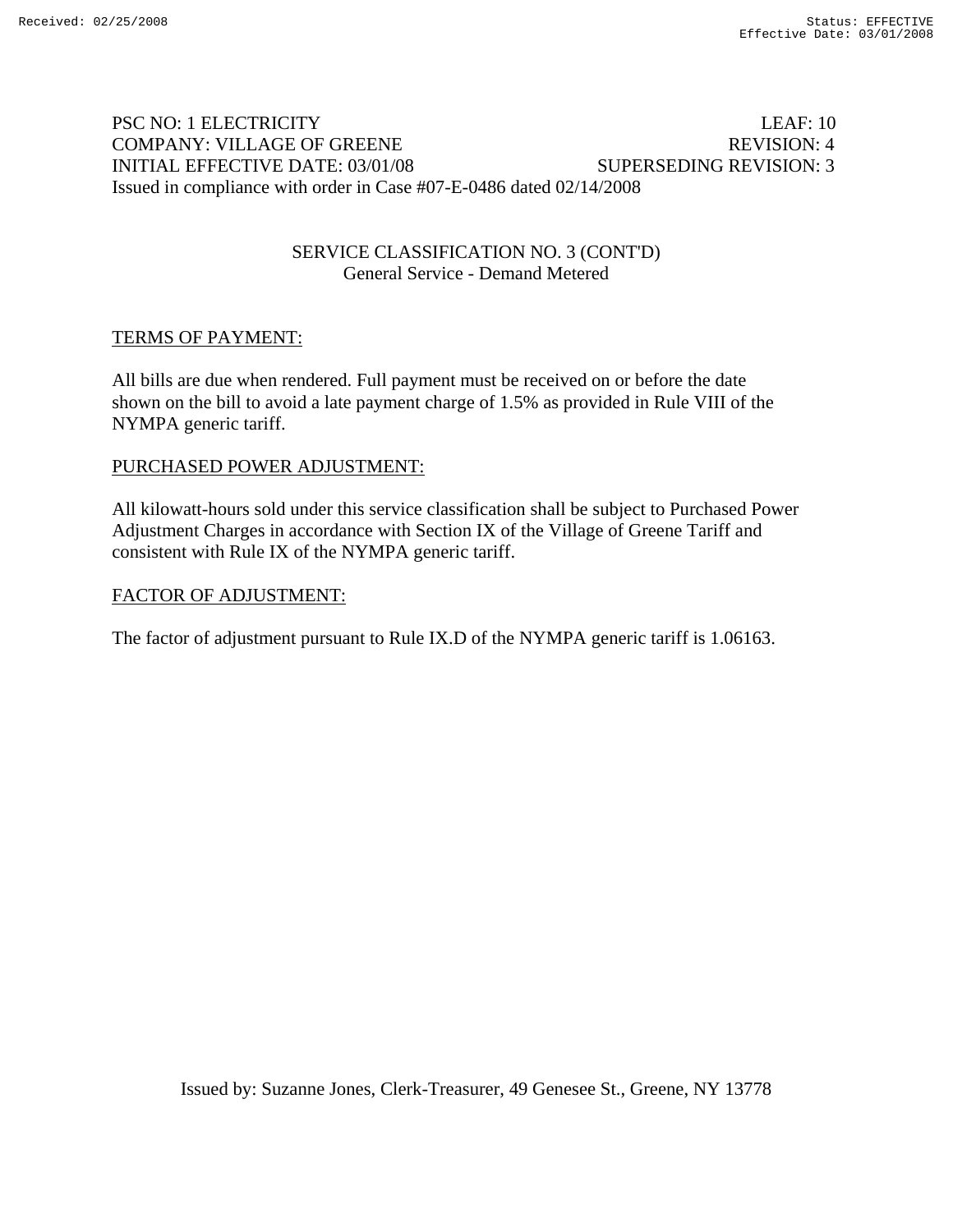PSC NO: 1 ELECTRICITY LEAF: 10
COMPANY: VILLAGE OF GREENE REVISION: 4
INITIAL EFFECTIVE DATE: 03/01/08 SUPERSEDING REVISION: 3
Issued in compliance with order in Case #07-E-0486 dated 02/14/2008

SERVICE CLASSIFICATION NO. 3 (CONT'D)
General Service - Demand Metered

TERMS OF PAYMENT:

All bills are due when rendered. Full payment must be received on or before the date shown on the bill to avoid a late payment charge of 1.5% as provided in Rule VIII of the NYMPA generic tariff.

PURCHASED POWER ADJUSTMENT:

All kilowatt-hours sold under this service classification shall be subject to Purchased Power Adjustment Charges in accordance with Section IX of the Village of Greene Tariff and consistent with Rule IX of the NYMPA generic tariff.

FACTOR OF ADJUSTMENT:

The factor of adjustment pursuant to Rule IX.D of the NYMPA generic tariff is 1.06163.

Issued by: Suzanne Jones, Clerk-Treasurer, 49 Genesee St., Greene, NY 13778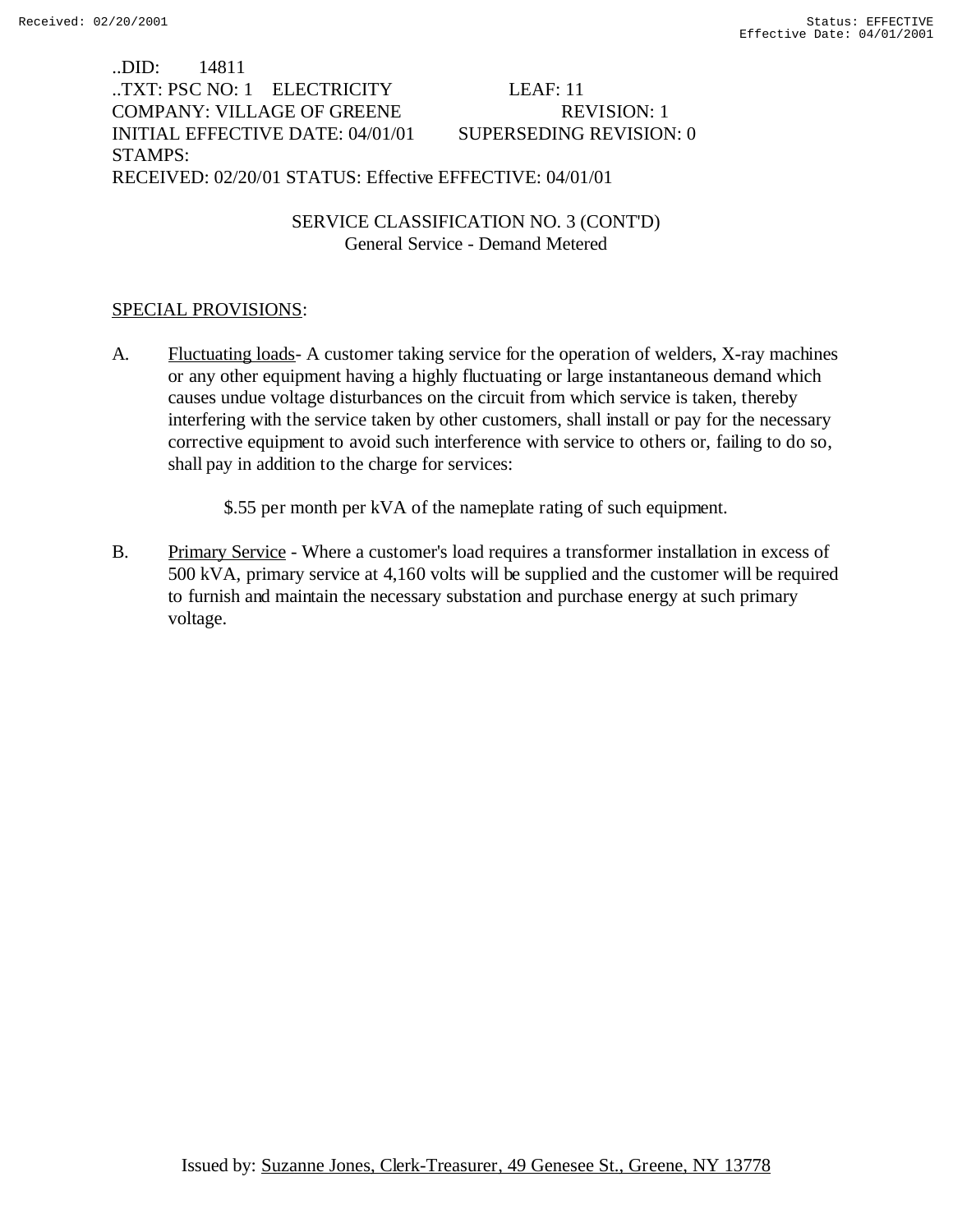..DID: 14811
..TXT: PSC NO: 1 ELECTRICITY LEAF: 11
COMPANY: VILLAGE OF GREENE REVISION: 1
INITIAL EFFECTIVE DATE: 04/01/01 SUPERSEDING REVISION: 0
STAMPS:
RECEIVED: 02/20/01 STATUS: Effective EFFECTIVE: 04/01/01

SERVICE CLASSIFICATION NO. 3 (CONT'D)
General Service - Demand Metered

SPECIAL PROVISIONS:

A. Fluctuating loads- A customer taking service for the operation of welders, X-ray machines or any other equipment having a highly fluctuating or large instantaneous demand which causes undue voltage disturbances on the circuit from which service is taken, thereby interfering with the service taken by other customers, shall install or pay for the necessary corrective equipment to avoid such interference with service to others or, failing to do so, shall pay in addition to the charge for services:

   $.55 per month per kVA of the nameplate rating of such equipment.

B. Primary Service - Where a customer's load requires a transformer installation in excess of 500 kVA, primary service at 4,160 volts will be supplied and the customer will be required to furnish and maintain the necessary substation and purchase energy at such primary voltage.

Issued by: Suzanne Jones, Clerk-Treasurer, 49 Genesee St., Greene, NY 13778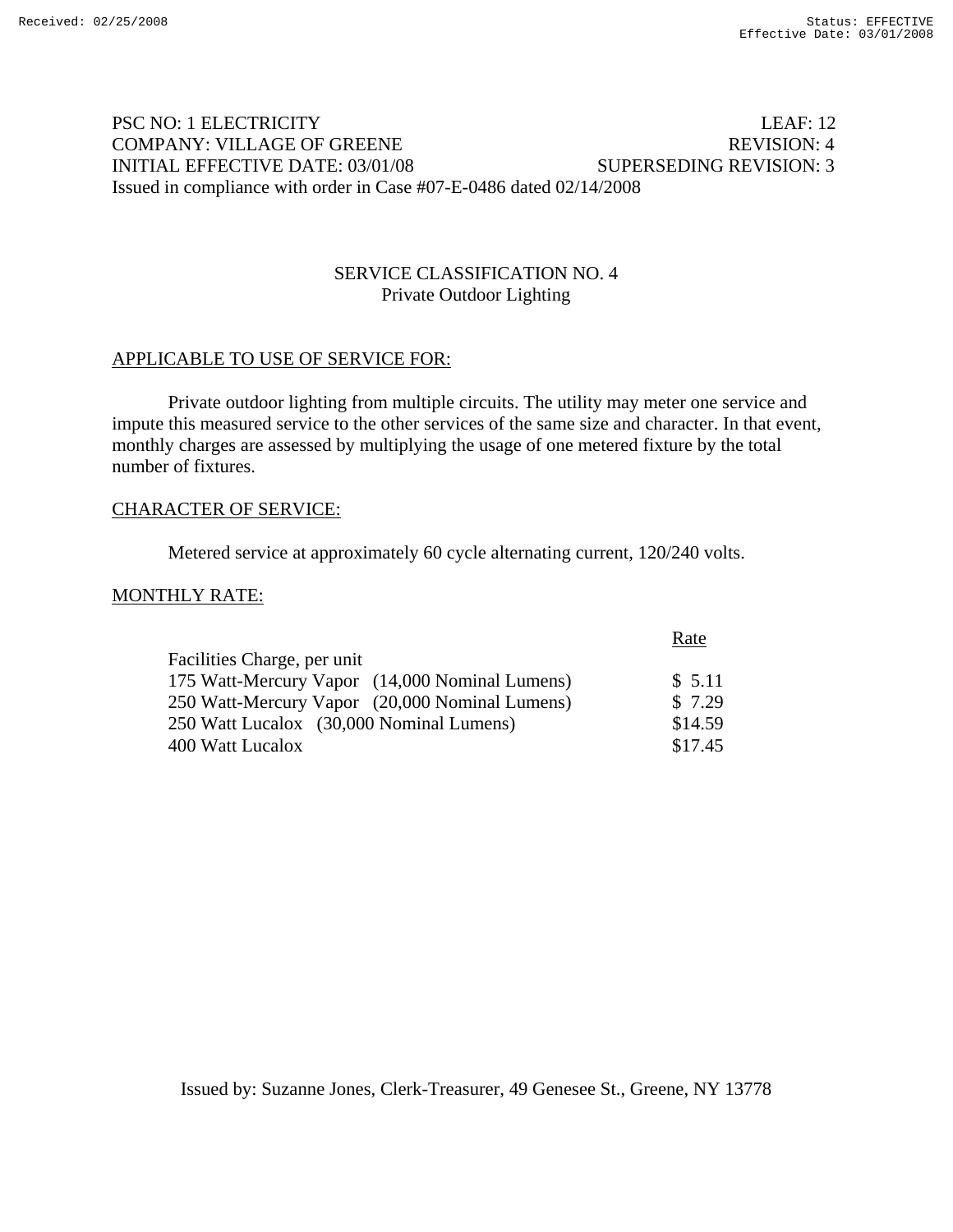PSC NO: 1 ELECTRICITY LEAF: 12
COMPANY: VILLAGE OF GREENE REVISION: 4
INITIAL EFFECTIVE DATE: 03/01/08 SUPERSEDING REVISION: 3
Issued in compliance with order in Case #07-E-0486 dated 02/14/2008

## SERVICE CLASSIFICATION NO. 4
### Private Outdoor Lighting

APPLICABLE TO USE OF SERVICE FOR:

Private outdoor lighting from multiple circuits. The utility may meter one service and impute this measured service to the other services of the same size and character. In that event, monthly charges are assessed by multiplying the usage of one metered fixture by the total number of fixtures.

CHARACTER OF SERVICE:

Metered service at approximately 60 cycle alternating current, 120/240 volts.

MONTHLY RATE:

| | Rate |
|---|---|
| Facilities Charge, per unit | |
| 175 Watt-Mercury Vapor (14,000 Nominal Lumens) | $ 5.11 |
| 250 Watt-Mercury Vapor (20,000 Nominal Lumens) | $ 7.29 |
| 250 Watt Lucalox (30,000 Nominal Lumens) | $14.59 |
| 400 Watt Lucalox | $17.45 |

Issued by: Suzanne Jones, Clerk-Treasurer, 49 Genesee St., Greene, NY 13778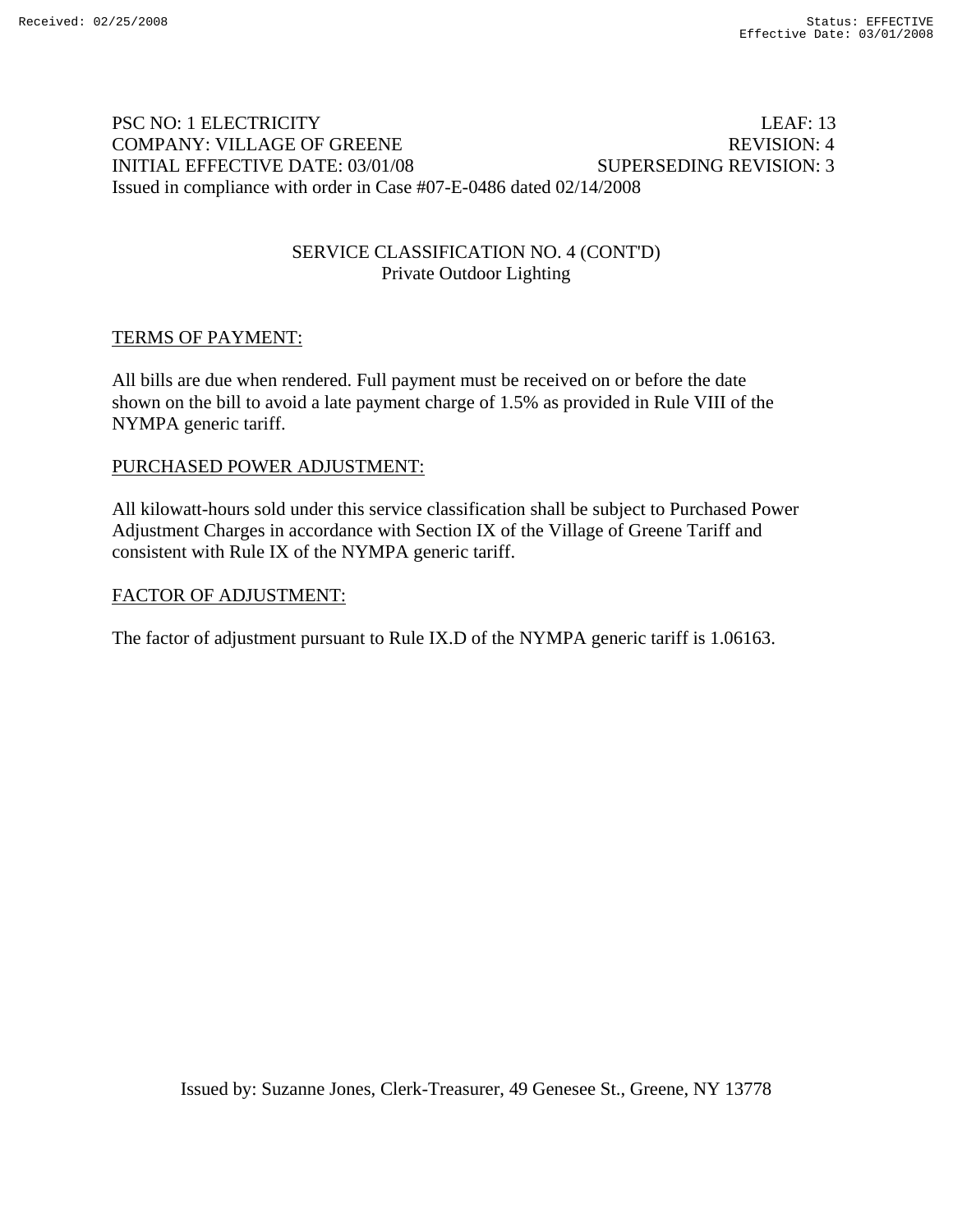PSC NO: 1 ELECTRICITY LEAF: 13
COMPANY: VILLAGE OF GREENE REVISION: 4
INITIAL EFFECTIVE DATE: 03/01/08 SUPERSEDING REVISION: 3
Issued in compliance with order in Case #07-E-0486 dated 02/14/2008

SERVICE CLASSIFICATION NO. 4 (CONT'D)
Private Outdoor Lighting

TERMS OF PAYMENT:

All bills are due when rendered. Full payment must be received on or before the date shown on the bill to avoid a late payment charge of 1.5% as provided in Rule VIII of the NYMPA generic tariff.

PURCHASED POWER ADJUSTMENT:

All kilowatt-hours sold under this service classification shall be subject to Purchased Power Adjustment Charges in accordance with Section IX of the Village of Greene Tariff and consistent with Rule IX of the NYMPA generic tariff.

FACTOR OF ADJUSTMENT:

The factor of adjustment pursuant to Rule IX.D of the NYMPA generic tariff is 1.06163.

Issued by: Suzanne Jones, Clerk-Treasurer, 49 Genesee St., Greene, NY 13778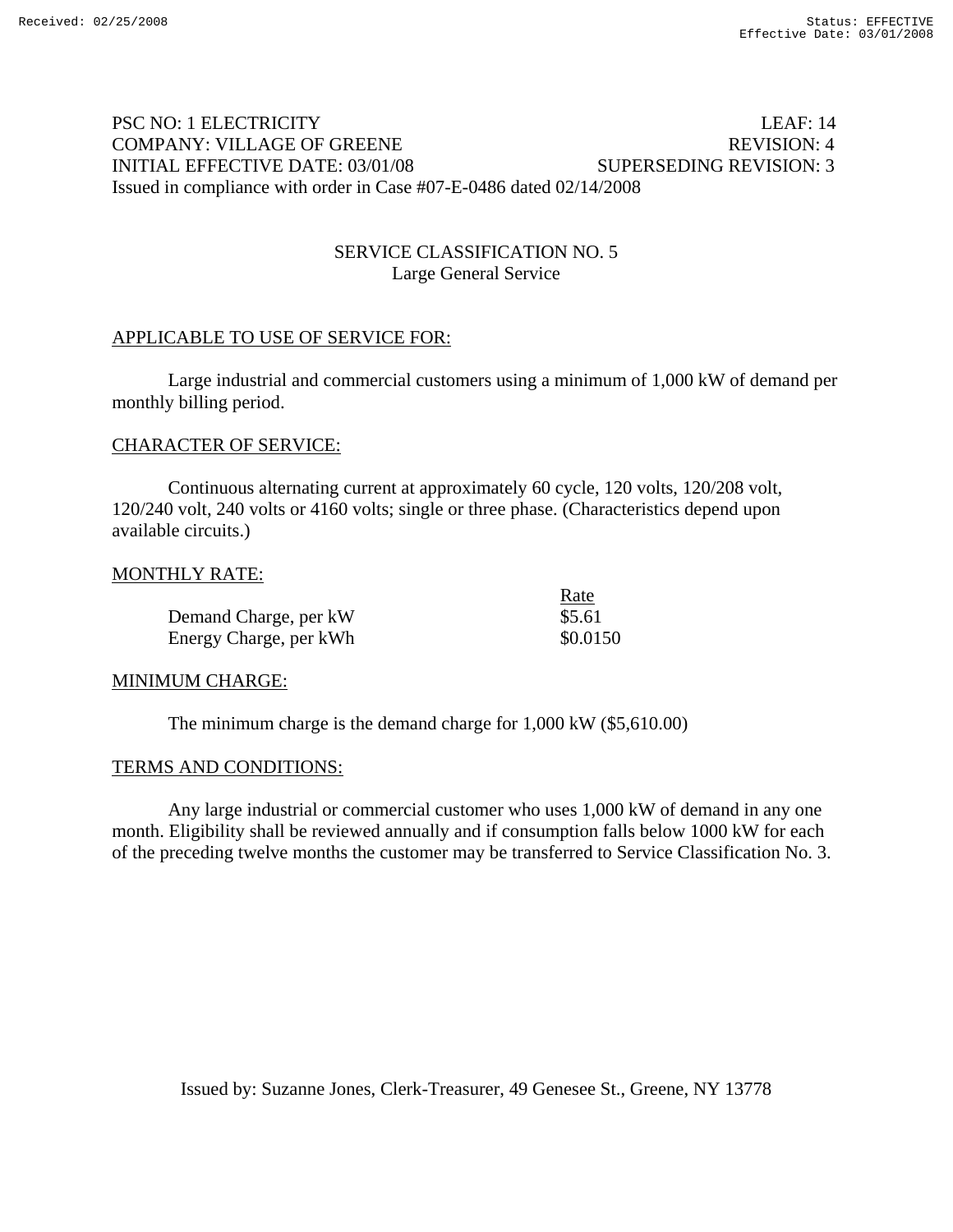PSC NO: 1 ELECTRICITY LEAF: 14
COMPANY: VILLAGE OF GREENE REVISION: 4
INITIAL EFFECTIVE DATE: 03/01/08 SUPERSEDING REVISION: 3
Issued in compliance with order in Case #07-E-0486 dated 02/14/2008

## SERVICE CLASSIFICATION NO. 5
### Large General Service

**APPLICABLE TO USE OF SERVICE FOR:**

Large industrial and commercial customers using a minimum of 1,000 kW of demand per monthly billing period.

**CHARACTER OF SERVICE:**

Continuous alternating current at approximately 60 cycle, 120 volts, 120/208 volt, 120/240 volt, 240 volts or 4160 volts; single or three phase. (Characteristics depend upon available circuits.)

**MONTHLY RATE:**

| | Rate |
|---|---|
| Demand Charge, per kW | $5.61 |
| Energy Charge, per kWh | $0.0150 |

**MINIMUM CHARGE:**

The minimum charge is the demand charge for 1,000 kW ($5,610.00)

**TERMS AND CONDITIONS:**

Any large industrial or commercial customer who uses 1,000 kW of demand in any one month. Eligibility shall be reviewed annually and if consumption falls below 1000 kW for each of the preceding twelve months the customer may be transferred to Service Classification No. 3.

Issued by: Suzanne Jones, Clerk-Treasurer, 49 Genesee St., Greene, NY 13778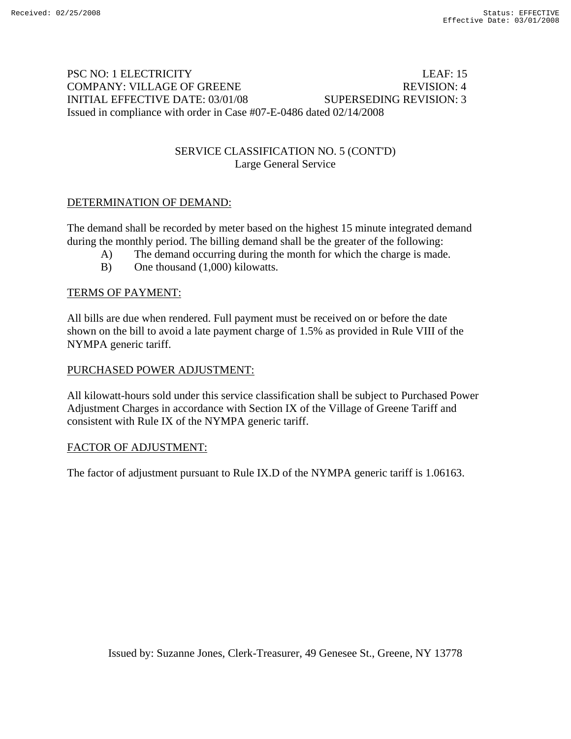PSC NO: 1 ELECTRICITY LEAF: 15
COMPANY: VILLAGE OF GREENE REVISION: 4
INITIAL EFFECTIVE DATE: 03/01/08 SUPERSEDING REVISION: 3
Issued in compliance with order in Case #07-E-0486 dated 02/14/2008

SERVICE CLASSIFICATION NO. 5 (CONT'D)
Large General Service

## DETERMINATION OF DEMAND:

The demand shall be recorded by meter based on the highest 15 minute integrated demand during the monthly period. The billing demand shall be the greater of the following:

A) The demand occurring during the month for which the charge is made.
B) One thousand (1,000) kilowatts.

## TERMS OF PAYMENT:

All bills are due when rendered. Full payment must be received on or before the date shown on the bill to avoid a late payment charge of 1.5% as provided in Rule VIII of the NYMPA generic tariff.

## PURCHASED POWER ADJUSTMENT:

All kilowatt-hours sold under this service classification shall be subject to Purchased Power Adjustment Charges in accordance with Section IX of the Village of Greene Tariff and consistent with Rule IX of the NYMPA generic tariff.

## FACTOR OF ADJUSTMENT:

The factor of adjustment pursuant to Rule IX.D of the NYMPA generic tariff is 1.06163.

Issued by: Suzanne Jones, Clerk-Treasurer, 49 Genesee St., Greene, NY 13778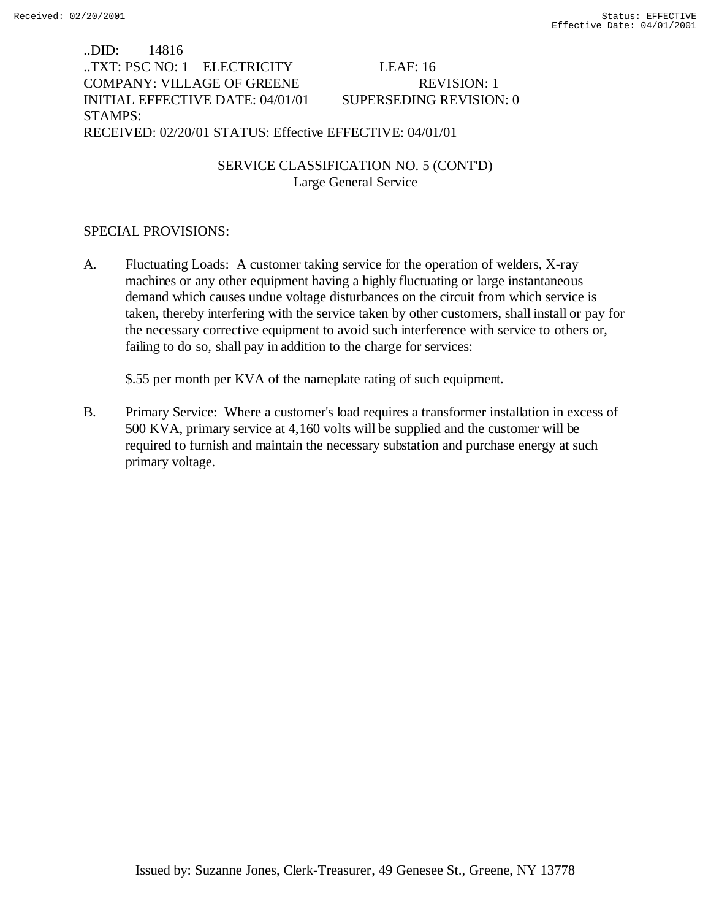..DID: 14816
..TXT: PSC NO: 1 ELECTRICITY LEAF: 16
COMPANY: VILLAGE OF GREENE REVISION: 1
INITIAL EFFECTIVE DATE: 04/01/01 SUPERSEDING REVISION: 0
STAMPS:
RECEIVED: 02/20/01 STATUS: Effective EFFECTIVE: 04/01/01

SERVICE CLASSIFICATION NO. 5 (CONT'D)
Large General Service

SPECIAL PROVISIONS:

A. Fluctuating Loads: A customer taking service for the operation of welders, X-ray machines or any other equipment having a highly fluctuating or large instantaneous demand which causes undue voltage disturbances on the circuit from which service is taken, thereby interfering with the service taken by other customers, shall install or pay for the necessary corrective equipment to avoid such interference with service to others or, failing to do so, shall pay in addition to the charge for services:

   $.55 per month per KVA of the nameplate rating of such equipment.

B. Primary Service: Where a customer's load requires a transformer installation in excess of 500 KVA, primary service at 4,160 volts will be supplied and the customer will be required to furnish and maintain the necessary substation and purchase energy at such primary voltage.

Issued by: Suzanne Jones, Clerk-Treasurer, 49 Genesee St., Greene, NY 13778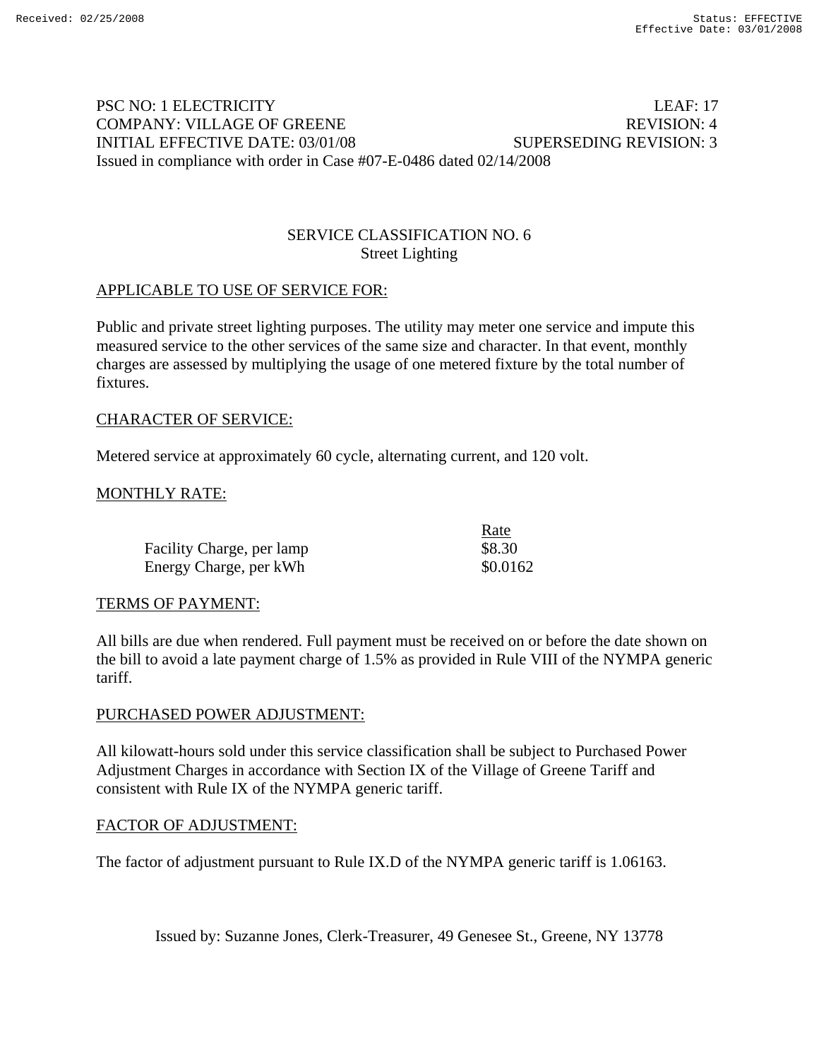PSC NO: 1 ELECTRICITY LEAF: 17
COMPANY: VILLAGE OF GREENE REVISION: 4
INITIAL EFFECTIVE DATE: 03/01/08 SUPERSEDING REVISION: 3
Issued in compliance with order in Case #07-E-0486 dated 02/14/2008

## SERVICE CLASSIFICATION NO. 6
### Street Lighting

APPLICABLE TO USE OF SERVICE FOR:

Public and private street lighting purposes. The utility may meter one service and impute this measured service to the other services of the same size and character. In that event, monthly charges are assessed by multiplying the usage of one metered fixture by the total number of fixtures.

CHARACTER OF SERVICE:

Metered service at approximately 60 cycle, alternating current, and 120 volt.

MONTHLY RATE:

| | Rate |
|---|---|
| Facility Charge, per lamp | $8.30 |
| Energy Charge, per kWh | $0.0162 |

TERMS OF PAYMENT:

All bills are due when rendered. Full payment must be received on or before the date shown on the bill to avoid a late payment charge of 1.5% as provided in Rule VIII of the NYMPA generic tariff.

PURCHASED POWER ADJUSTMENT:

All kilowatt-hours sold under this service classification shall be subject to Purchased Power Adjustment Charges in accordance with Section IX of the Village of Greene Tariff and consistent with Rule IX of the NYMPA generic tariff.

FACTOR OF ADJUSTMENT:

The factor of adjustment pursuant to Rule IX.D of the NYMPA generic tariff is 1.06163.

Issued by: Suzanne Jones, Clerk-Treasurer, 49 Genesee St., Greene, NY 13778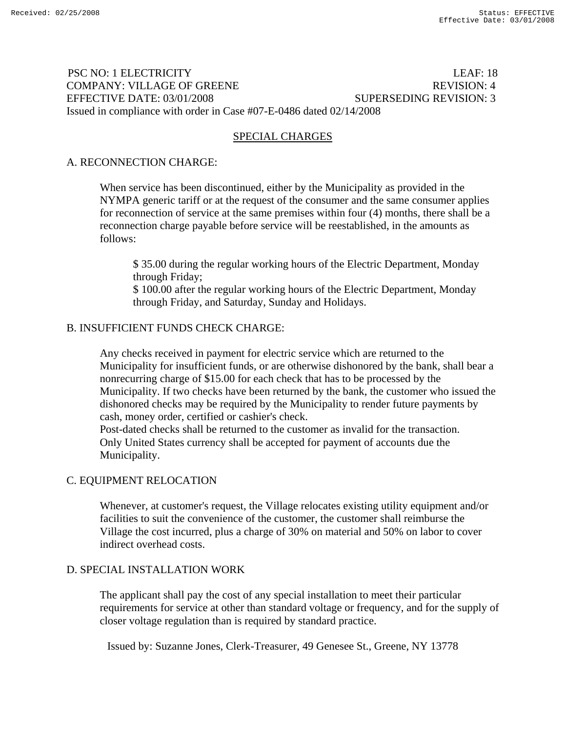PSC NO: 1 ELECTRICITY LEAF: 18
COMPANY: VILLAGE OF GREENE REVISION: 4
EFFECTIVE DATE: 03/01/2008 SUPERSEDING REVISION: 3
Issued in compliance with order in Case #07-E-0486 dated 02/14/2008

# SPECIAL CHARGES

## A. RECONNECTION CHARGE:

When service has been discontinued, either by the Municipality as provided in the NYMPA generic tariff or at the request of the consumer and the same consumer applies for reconnection of service at the same premises within four (4) months, there shall be a reconnection charge payable before service will be reestablished, in the amounts as follows:

$ 35.00 during the regular working hours of the Electric Department, Monday through Friday;
$ 100.00 after the regular working hours of the Electric Department, Monday through Friday, and Saturday, Sunday and Holidays.

## B. INSUFFICIENT FUNDS CHECK CHARGE:

Any checks received in payment for electric service which are returned to the Municipality for insufficient funds, or are otherwise dishonored by the bank, shall bear a nonrecurring charge of $15.00 for each check that has to be processed by the Municipality. If two checks have been returned by the bank, the customer who issued the dishonored checks may be required by the Municipality to render future payments by cash, money order, certified or cashier's check.
Post-dated checks shall be returned to the customer as invalid for the transaction.
Only United States currency shall be accepted for payment of accounts due the Municipality.

## C. EQUIPMENT RELOCATION

Whenever, at customer's request, the Village relocates existing utility equipment and/or facilities to suit the convenience of the customer, the customer shall reimburse the Village the cost incurred, plus a charge of 30% on material and 50% on labor to cover indirect overhead costs.

## D. SPECIAL INSTALLATION WORK

The applicant shall pay the cost of any special installation to meet their particular requirements for service at other than standard voltage or frequency, and for the supply of closer voltage regulation than is required by standard practice.

Issued by: Suzanne Jones, Clerk-Treasurer, 49 Genesee St., Greene, NY 13778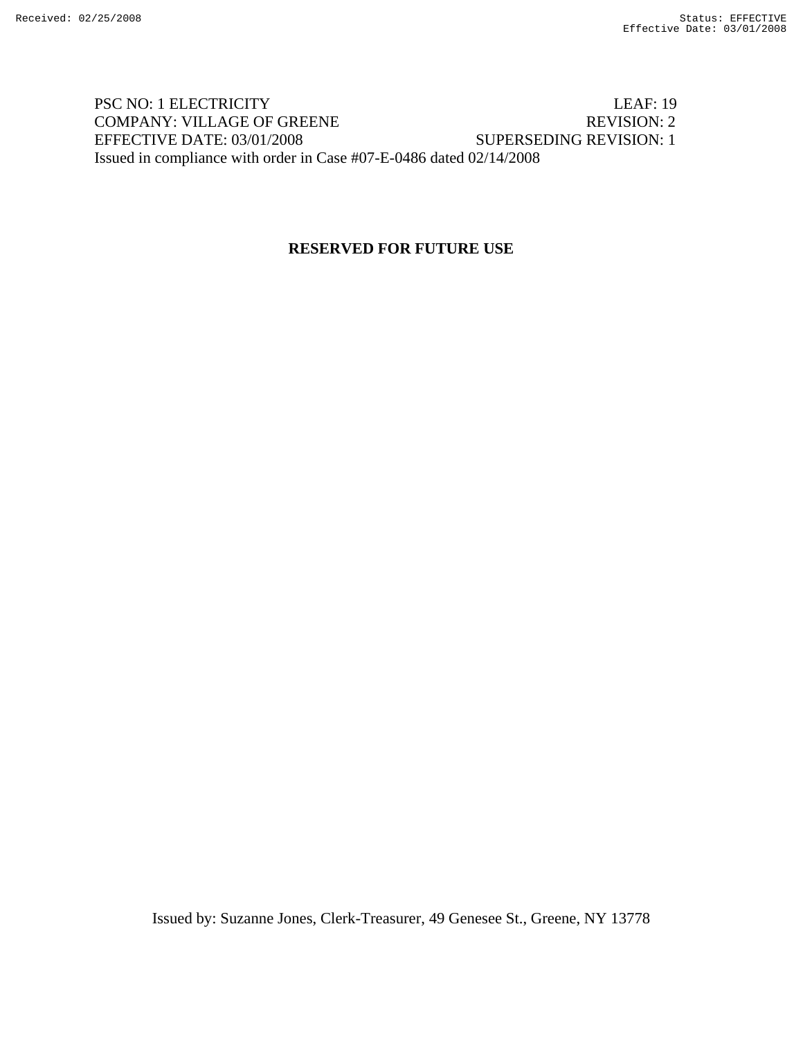PSC NO: 1 ELECTRICITY LEAF: 19
COMPANY: VILLAGE OF GREENE REVISION: 2
EFFECTIVE DATE: 03/01/2008 SUPERSEDING REVISION: 1
Issued in compliance with order in Case #07-E-0486 dated 02/14/2008

**RESERVED FOR FUTURE USE**

Issued by: Suzanne Jones, Clerk-Treasurer, 49 Genesee St., Greene, NY 13778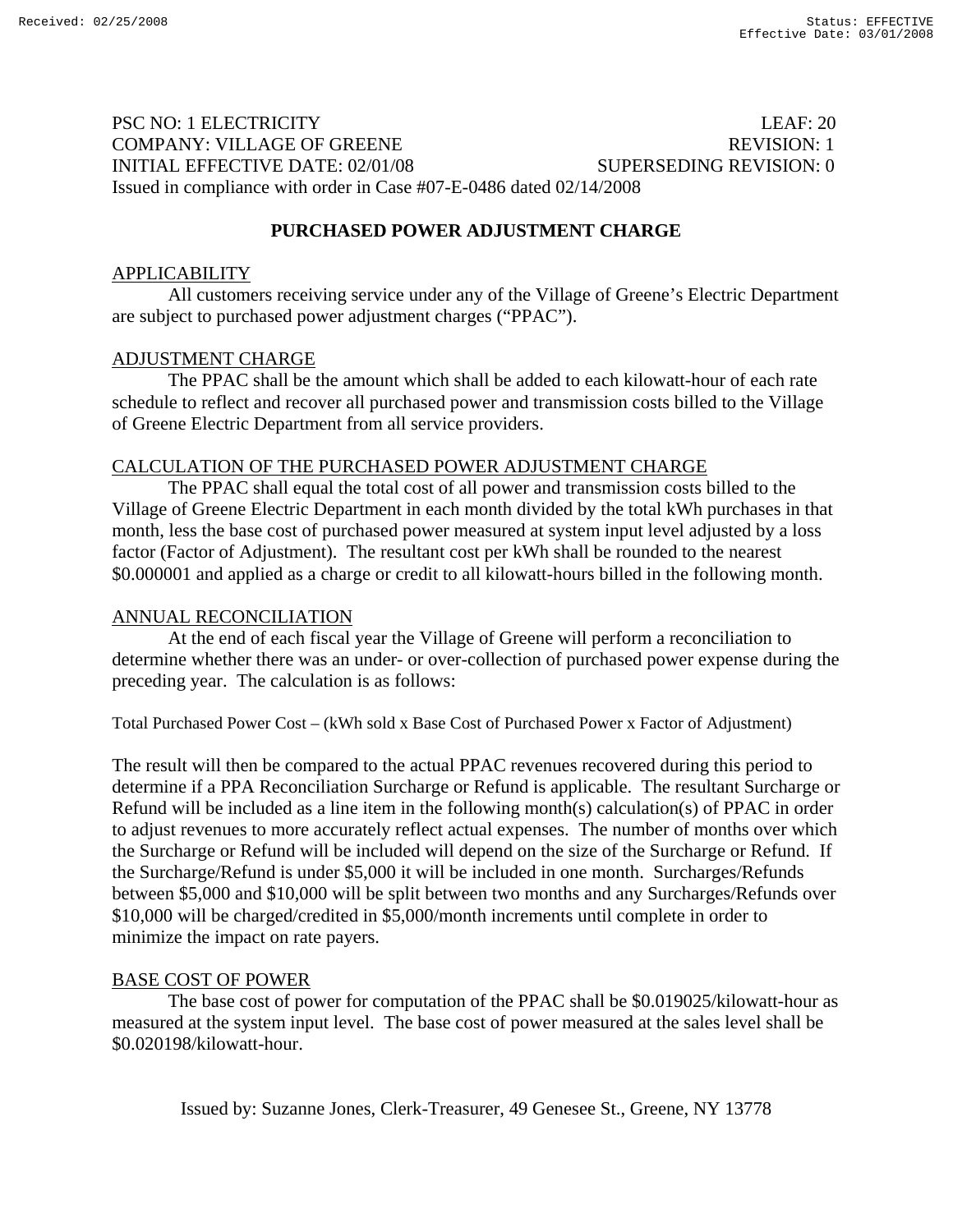PSC NO: 1 ELECTRICITY LEAF: 20
COMPANY: VILLAGE OF GREENE REVISION: 1
INITIAL EFFECTIVE DATE: 02/01/08 SUPERSEDING REVISION: 0
Issued in compliance with order in Case #07-E-0486 dated 02/14/2008

## PURCHASED POWER ADJUSTMENT CHARGE

### APPLICABILITY

All customers receiving service under any of the Village of Greene's Electric Department are subject to purchased power adjustment charges ("PPAC").

### ADJUSTMENT CHARGE

The PPAC shall be the amount which shall be added to each kilowatt-hour of each rate schedule to reflect and recover all purchased power and transmission costs billed to the Village of Greene Electric Department from all service providers.

### CALCULATION OF THE PURCHASED POWER ADJUSTMENT CHARGE

The PPAC shall equal the total cost of all power and transmission costs billed to the Village of Greene Electric Department in each month divided by the total kWh purchases in that month, less the base cost of purchased power measured at system input level adjusted by a loss factor (Factor of Adjustment). The resultant cost per kWh shall be rounded to the nearest $0.000001 and applied as a charge or credit to all kilowatt-hours billed in the following month.

### ANNUAL RECONCILIATION

At the end of each fiscal year the Village of Greene will perform a reconciliation to determine whether there was an under- or over-collection of purchased power expense during the preceding year. The calculation is as follows:

Total Purchased Power Cost – (kWh sold x Base Cost of Purchased Power x Factor of Adjustment)

The result will then be compared to the actual PPAC revenues recovered during this period to determine if a PPA Reconciliation Surcharge or Refund is applicable. The resultant Surcharge or Refund will be included as a line item in the following month(s) calculation(s) of PPAC in order to adjust revenues to more accurately reflect actual expenses. The number of months over which the Surcharge or Refund will be included will depend on the size of the Surcharge or Refund. If the Surcharge/Refund is under $5,000 it will be included in one month. Surcharges/Refunds between $5,000 and $10,000 will be split between two months and any Surcharges/Refunds over $10,000 will be charged/credited in $5,000/month increments until complete in order to minimize the impact on rate payers.

### BASE COST OF POWER

The base cost of power for computation of the PPAC shall be $0.019025/kilowatt-hour as measured at the system input level. The base cost of power measured at the sales level shall be $0.020198/kilowatt-hour.

Issued by: Suzanne Jones, Clerk-Treasurer, 49 Genesee St., Greene, NY 13778